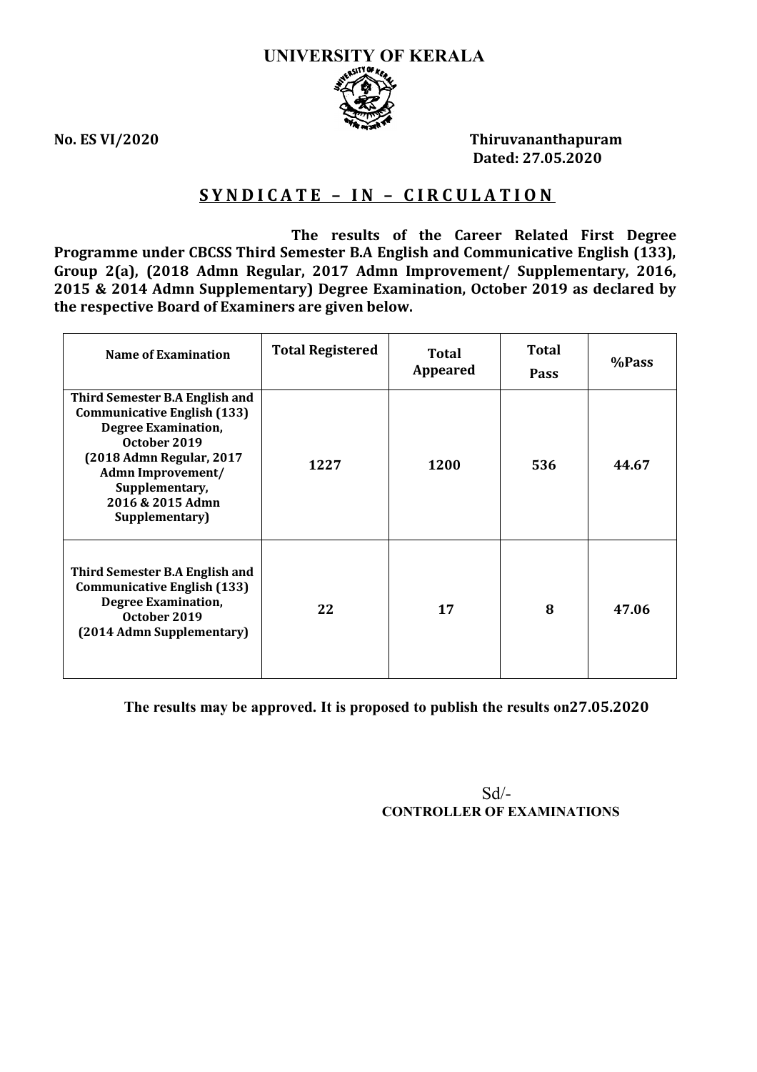# UNIVERSITY OF KERALA

**No. ES VI/2020**

**Thiruvananthapuram**
**Dated: 27.05.2020**

## SYNDICATE – IN – CIRCULATION

**The results of the Career Related First Degree Programme under CBCSS Third Semester B.A English and Communicative English (133), Group 2(a), (2018 Admn Regular, 2017 Admn Improvement/ Supplementary, 2016, 2015 & 2014 Admn Supplementary) Degree Examination, October 2019 as declared by the respective Board of Examiners are given below.**

| Name of Examination | Total Registered | Total Appeared | Total Pass | %Pass |
|---|---|---|---|---|
| Third Semester B.A English and Communicative English (133) Degree Examination, October 2019 (2018 Admn Regular, 2017 Admn Improvement/ Supplementary, 2016 & 2015 Admn Supplementary) | 1227 | 1200 | 536 | 44.67 |
| Third Semester B.A English and Communicative English (133) Degree Examination, October 2019 (2014 Admn Supplementary) | 22 | 17 | 8 | 47.06 |

**The results may be approved. It is proposed to publish the results on27.05.2020**

Sd/-
**CONTROLLER OF EXAMINATIONS**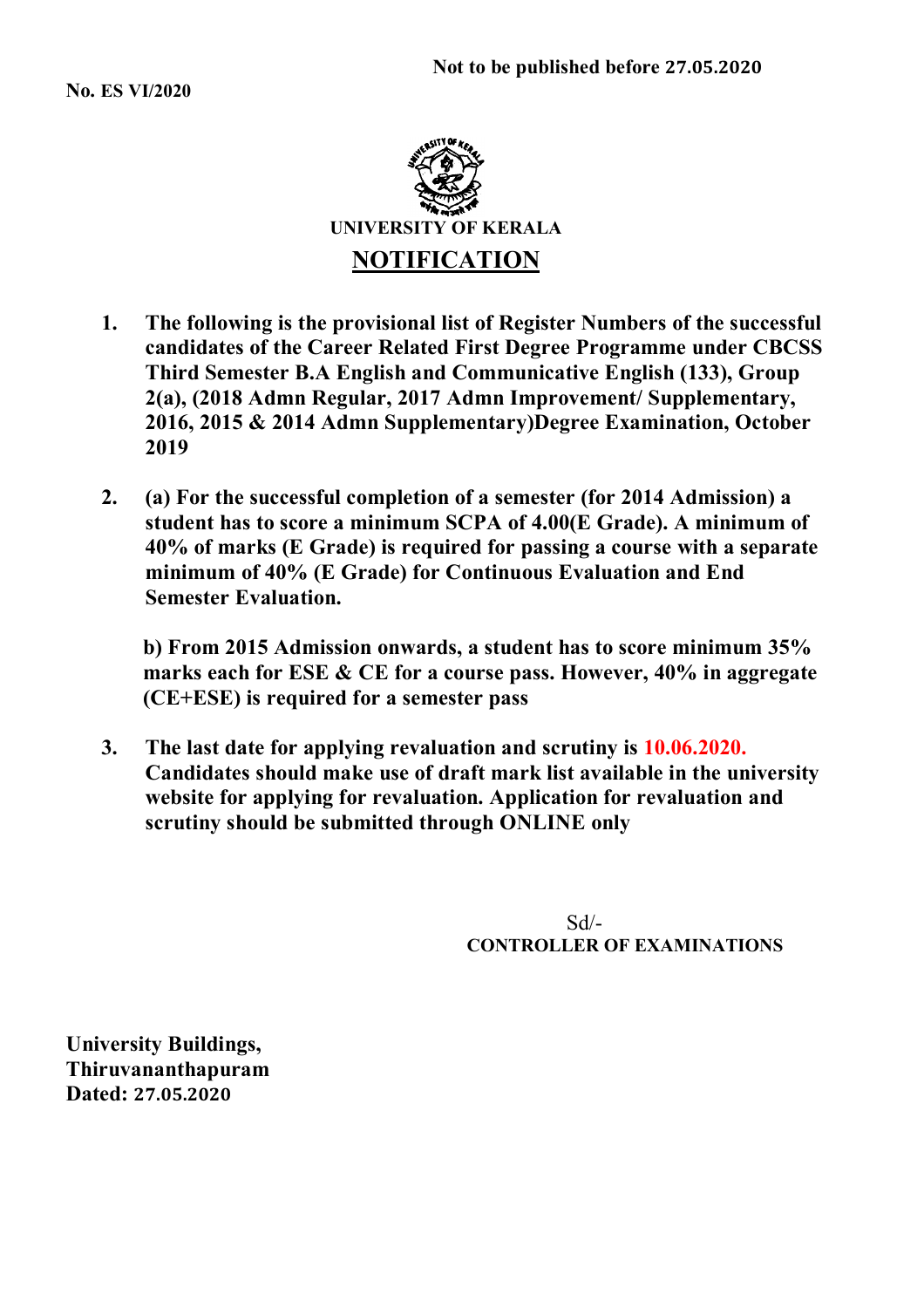**Not to be published before 27.05.2020**

**No. ES VI/2020**

**UNIVERSITY OF KERALA**

# NOTIFICATION

1. **The following is the provisional list of Register Numbers of the successful candidates of the Career Related First Degree Programme under CBCSS Third Semester B.A English and Communicative English (133), Group 2(a), (2018 Admn Regular, 2017 Admn Improvement/ Supplementary, 2016, 2015 & 2014 Admn Supplementary)Degree Examination, October 2019**

2. **(a) For the successful completion of a semester (for 2014 Admission) a student has to score a minimum SCPA of 4.00(E Grade). A minimum of 40% of marks (E Grade) is required for passing a course with a separate minimum of 40% (E Grade) for Continuous Evaluation and End Semester Evaluation.**

   **b) From 2015 Admission onwards, a student has to score minimum 35% marks each for ESE & CE for a course pass. However, 40% in aggregate (CE+ESE) is required for a semester pass**

3. **The last date for applying revaluation and scrutiny is 10.06.2020. Candidates should make use of draft mark list available in the university website for applying for revaluation. Application for revaluation and scrutiny should be submitted through ONLINE only**

Sd/-
**CONTROLLER OF EXAMINATIONS**

**University Buildings,**
**Thiruvananthapuram**
**Dated: 27.05.2020**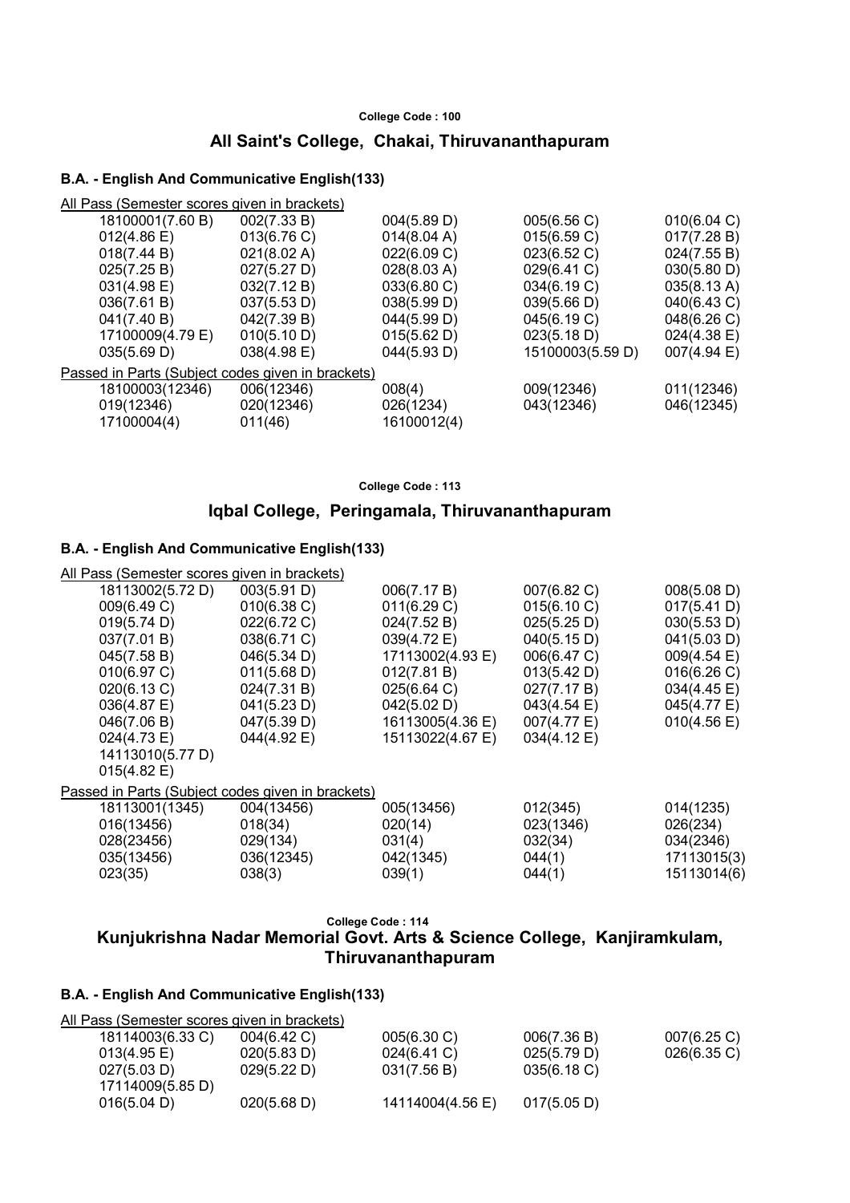College Code : 100

## All Saint's College, Chakai, Thiruvananthapuram

### B.A. - English And Communicative English(133)

All Pass (Semester scores given in brackets)

| | | | | |
|---|---|---|---|---|
| 18100001(7.60 B) | 002(7.33 B) | 004(5.89 D) | 005(6.56 C) | 010(6.04 C) |
| 012(4.86 E) | 013(6.76 C) | 014(8.04 A) | 015(6.59 C) | 017(7.28 B) |
| 018(7.44 B) | 021(8.02 A) | 022(6.09 C) | 023(6.52 C) | 024(7.55 B) |
| 025(7.25 B) | 027(5.27 D) | 028(8.03 A) | 029(6.41 C) | 030(5.80 D) |
| 031(4.98 E) | 032(7.12 B) | 033(6.80 C) | 034(6.19 C) | 035(8.13 A) |
| 036(7.61 B) | 037(5.53 D) | 038(5.99 D) | 039(5.66 D) | 040(6.43 C) |
| 041(7.40 B) | 042(7.39 B) | 044(5.99 D) | 045(6.19 C) | 048(6.26 C) |
| 17100009(4.79 E) | 010(5.10 D) | 015(5.62 D) | 023(5.18 D) | 024(4.38 E) |
| 035(5.69 D) | 038(4.98 E) | 044(5.93 D) | 15100003(5.59 D) | 007(4.94 E) |

Passed in Parts (Subject codes given in brackets)

| | | | | |
|---|---|---|---|---|
| 18100003(12346) | 006(12346) | 008(4) | 009(12346) | 011(12346) |
| 019(12346) | 020(12346) | 026(1234) | 043(12346) | 046(12345) |
| 17100004(4) | 011(46) | 16100012(4) | | |

College Code : 113

## Iqbal College, Peringamala, Thiruvananthapuram

### B.A. - English And Communicative English(133)

All Pass (Semester scores given in brackets)

| | | | | |
|---|---|---|---|---|
| 18113002(5.72 D) | 003(5.91 D) | 006(7.17 B) | 007(6.82 C) | 008(5.08 D) |
| 009(6.49 C) | 010(6.38 C) | 011(6.29 C) | 015(6.10 C) | 017(5.41 D) |
| 019(5.74 D) | 022(6.72 C) | 024(7.52 B) | 025(5.25 D) | 030(5.53 D) |
| 037(7.01 B) | 038(6.71 C) | 039(4.72 E) | 040(5.15 D) | 041(5.03 D) |
| 045(7.58 B) | 046(5.34 D) | 17113002(4.93 E) | 006(6.47 C) | 009(4.54 E) |
| 010(6.97 C) | 011(5.68 D) | 012(7.81 B) | 013(5.42 D) | 016(6.26 C) |
| 020(6.13 C) | 024(7.31 B) | 025(6.64 C) | 027(7.17 B) | 034(4.45 E) |
| 036(4.87 E) | 041(5.23 D) | 042(5.02 D) | 043(4.54 E) | 045(4.77 E) |
| 046(7.06 B) | 047(5.39 D) | 16113005(4.36 E) | 007(4.77 E) | 010(4.56 E) |
| 024(4.73 E) | 044(4.92 E) | 15113022(4.67 E) | 034(4.12 E) | |
| 14113010(5.77 D) | | | | |
| 015(4.82 E) | | | | |

Passed in Parts (Subject codes given in brackets)

| | | | | |
|---|---|---|---|---|
| 18113001(1345) | 004(13456) | 005(13456) | 012(345) | 014(1235) |
| 016(13456) | 018(34) | 020(14) | 023(1346) | 026(234) |
| 028(23456) | 029(134) | 031(4) | 032(34) | 034(2346) |
| 035(13456) | 036(12345) | 042(1345) | 044(1) | 17113015(3) |
| 023(35) | 038(3) | 039(1) | 044(1) | 15113014(6) |

College Code : 114

## Kunjukrishna Nadar Memorial Govt. Arts & Science College, Kanjiramkulam, Thiruvananthapuram

### B.A. - English And Communicative English(133)

All Pass (Semester scores given in brackets)

| | | | | |
|---|---|---|---|---|
| 18114003(6.33 C) | 004(6.42 C) | 005(6.30 C) | 006(7.36 B) | 007(6.25 C) |
| 013(4.95 E) | 020(5.83 D) | 024(6.41 C) | 025(5.79 D) | 026(6.35 C) |
| 027(5.03 D) | 029(5.22 D) | 031(7.56 B) | 035(6.18 C) | |
| 17114009(5.85 D) | | | | |
| 016(5.04 D) | 020(5.68 D) | 14114004(4.56 E) | 017(5.05 D) | |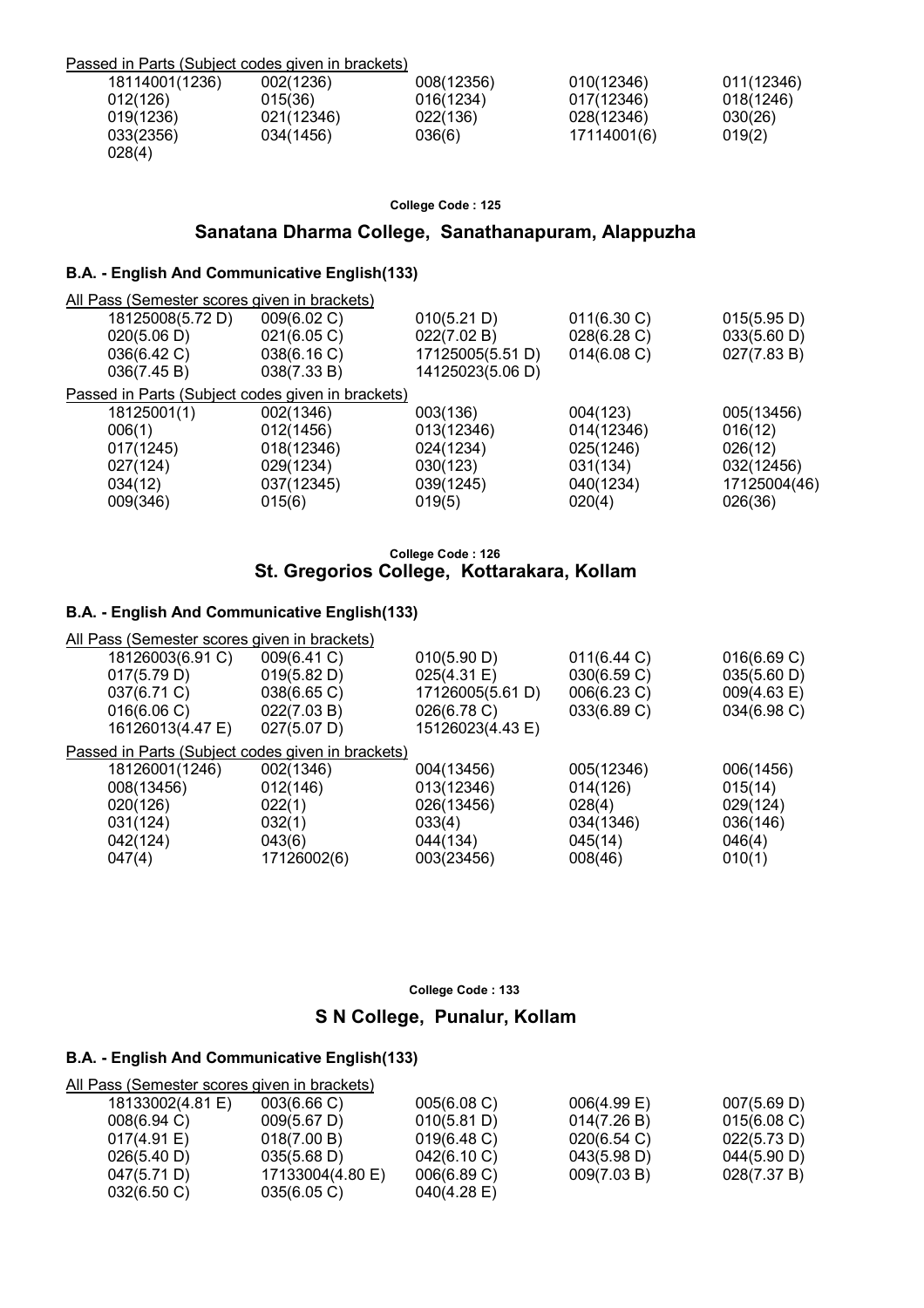Passed in Parts (Subject codes given in brackets)

| | | | | |
|---|---|---|---|---|
| 18114001(1236) | 002(1236) | 008(12356) | 010(12346) | 011(12346) |
| 012(126) | 015(36) | 016(1234) | 017(12346) | 018(1246) |
| 019(1236) | 021(12346) | 022(136) | 028(12346) | 030(26) |
| 033(2356) | 034(1456) | 036(6) | 17114001(6) | 019(2) |
| 028(4) | | | | |

**College Code : 125**

## Sanatana Dharma College, Sanathanapuram, Alappuzha

### B.A. - English And Communicative English(133)

All Pass (Semester scores given in brackets)

| | | | | |
|---|---|---|---|---|
| 18125008(5.72 D) | 009(6.02 C) | 010(5.21 D) | 011(6.30 C) | 015(5.95 D) |
| 020(5.06 D) | 021(6.05 C) | 022(7.02 B) | 028(6.28 C) | 033(5.60 D) |
| 036(6.42 C) | 038(6.16 C) | 17125005(5.51 D) | 014(6.08 C) | 027(7.83 B) |
| 036(7.45 B) | 038(7.33 B) | 14125023(5.06 D) | | |

Passed in Parts (Subject codes given in brackets)

| | | | | |
|---|---|---|---|---|
| 18125001(1) | 002(1346) | 003(136) | 004(123) | 005(13456) |
| 006(1) | 012(1456) | 013(12346) | 014(12346) | 016(12) |
| 017(1245) | 018(12346) | 024(1234) | 025(1246) | 026(12) |
| 027(124) | 029(1234) | 030(123) | 031(134) | 032(12456) |
| 034(12) | 037(12345) | 039(1245) | 040(1234) | 17125004(46) |
| 009(346) | 015(6) | 019(5) | 020(4) | 026(36) |

**College Code : 126**

## St. Gregorios College, Kottarakara, Kollam

### B.A. - English And Communicative English(133)

All Pass (Semester scores given in brackets)

| | | | | |
|---|---|---|---|---|
| 18126003(6.91 C) | 009(6.41 C) | 010(5.90 D) | 011(6.44 C) | 016(6.69 C) |
| 017(5.79 D) | 019(5.82 D) | 025(4.31 E) | 030(6.59 C) | 035(5.60 D) |
| 037(6.71 C) | 038(6.65 C) | 17126005(5.61 D) | 006(6.23 C) | 009(4.63 E) |
| 016(6.06 C) | 022(7.03 B) | 026(6.78 C) | 033(6.89 C) | 034(6.98 C) |
| 16126013(4.47 E) | 027(5.07 D) | 15126023(4.43 E) | | |

Passed in Parts (Subject codes given in brackets)

| | | | | |
|---|---|---|---|---|
| 18126001(1246) | 002(1346) | 004(13456) | 005(12346) | 006(1456) |
| 008(13456) | 012(146) | 013(12346) | 014(126) | 015(14) |
| 020(126) | 022(1) | 026(13456) | 028(4) | 029(124) |
| 031(124) | 032(1) | 033(4) | 034(1346) | 036(146) |
| 042(124) | 043(6) | 044(134) | 045(14) | 046(4) |
| 047(4) | 17126002(6) | 003(23456) | 008(46) | 010(1) |

**College Code : 133**

## S N College, Punalur, Kollam

### B.A. - English And Communicative English(133)

All Pass (Semester scores given in brackets)

| | | | | |
|---|---|---|---|---|
| 18133002(4.81 E) | 003(6.66 C) | 005(6.08 C) | 006(4.99 E) | 007(5.69 D) |
| 008(6.94 C) | 009(5.67 D) | 010(5.81 D) | 014(7.26 B) | 015(6.08 C) |
| 017(4.91 E) | 018(7.00 B) | 019(6.48 C) | 020(6.54 C) | 022(5.73 D) |
| 026(5.40 D) | 035(5.68 D) | 042(6.10 C) | 043(5.98 D) | 044(5.90 D) |
| 047(5.71 D) | 17133004(4.80 E) | 006(6.89 C) | 009(7.03 B) | 028(7.37 B) |
| 032(6.50 C) | 035(6.05 C) | 040(4.28 E) | | |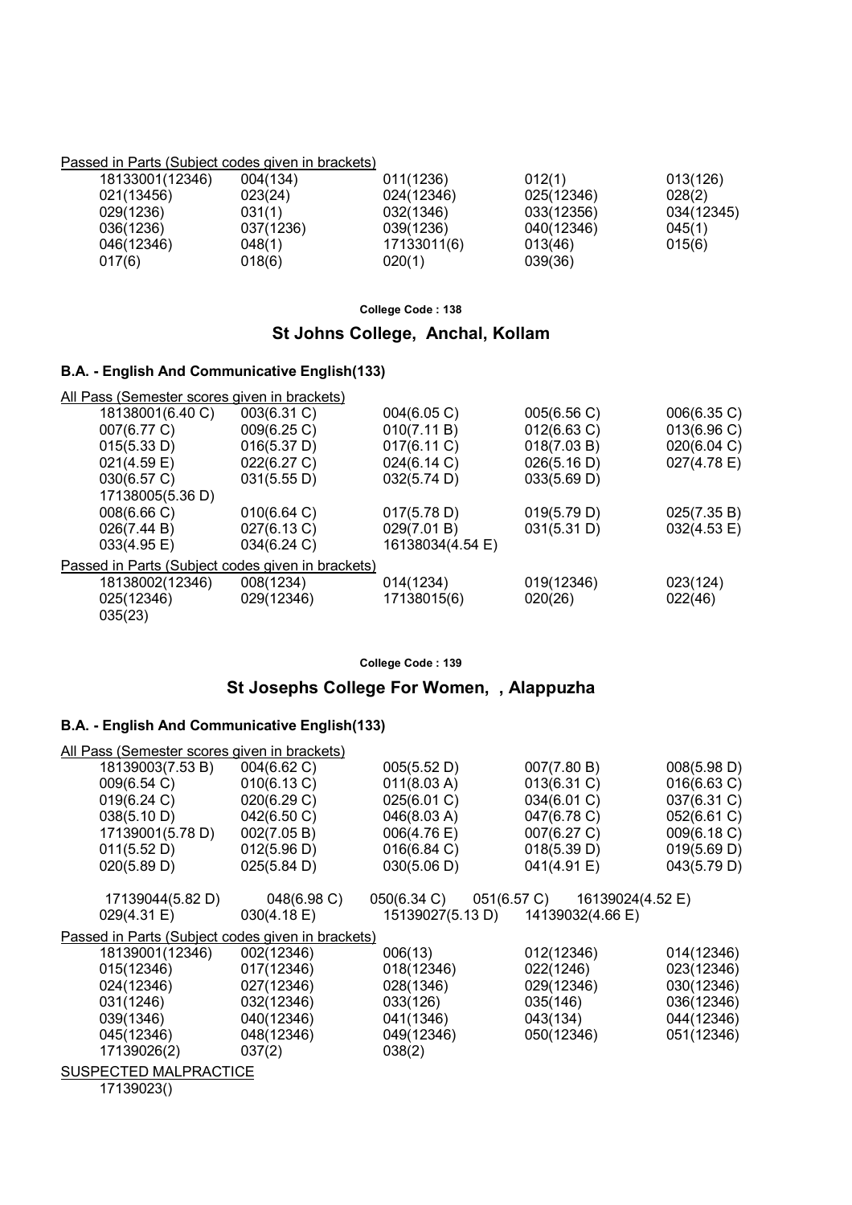Passed in Parts (Subject codes given in brackets)

| | | | | |
|---|---|---|---|---|
| 18133001(12346) | 004(134) | 011(1236) | 012(1) | 013(126) |
| 021(13456) | 023(24) | 024(12346) | 025(12346) | 028(2) |
| 029(1236) | 031(1) | 032(1346) | 033(12356) | 034(12345) |
| 036(1236) | 037(1236) | 039(1236) | 040(12346) | 045(1) |
| 046(12346) | 048(1) | 17133011(6) | 013(46) | 015(6) |
| 017(6) | 018(6) | 020(1) | 039(36) | |

**College Code : 138**

## St Johns College, Anchal, Kollam

### B.A. - English And Communicative English(133)

All Pass (Semester scores given in brackets)

| | | | | |
|---|---|---|---|---|
| 18138001(6.40 C) | 003(6.31 C) | 004(6.05 C) | 005(6.56 C) | 006(6.35 C) |
| 007(6.77 C) | 009(6.25 C) | 010(7.11 B) | 012(6.63 C) | 013(6.96 C) |
| 015(5.33 D) | 016(5.37 D) | 017(6.11 C) | 018(7.03 B) | 020(6.04 C) |
| 021(4.59 E) | 022(6.27 C) | 024(6.14 C) | 026(5.16 D) | 027(4.78 E) |
| 030(6.57 C) | 031(5.55 D) | 032(5.74 D) | 033(5.69 D) | |
| 17138005(5.36 D) | | | | |
| 008(6.66 C) | 010(6.64 C) | 017(5.78 D) | 019(5.79 D) | 025(7.35 B) |
| 026(7.44 B) | 027(6.13 C) | 029(7.01 B) | 031(5.31 D) | 032(4.53 E) |
| 033(4.95 E) | 034(6.24 C) | 16138034(4.54 E) | | |

Passed in Parts (Subject codes given in brackets)

| | | | | |
|---|---|---|---|---|
| 18138002(12346) | 008(1234) | 014(1234) | 019(12346) | 023(124) |
| 025(12346) | 029(12346) | 17138015(6) | 020(26) | 022(46) |
| 035(23) | | | | |

**College Code : 139**

## St Josephs College For Women, , Alappuzha

### B.A. - English And Communicative English(133)

All Pass (Semester scores given in brackets)

| | | | | |
|---|---|---|---|---|
| 18139003(7.53 B) | 004(6.62 C) | 005(5.52 D) | 007(7.80 B) | 008(5.98 D) |
| 009(6.54 C) | 010(6.13 C) | 011(8.03 A) | 013(6.31 C) | 016(6.63 C) |
| 019(6.24 C) | 020(6.29 C) | 025(6.01 C) | 034(6.01 C) | 037(6.31 C) |
| 038(5.10 D) | 042(6.50 C) | 046(8.03 A) | 047(6.78 C) | 052(6.61 C) |
| 17139001(5.78 D) | 002(7.05 B) | 006(4.76 E) | 007(6.27 C) | 009(6.18 C) |
| 011(5.52 D) | 012(5.96 D) | 016(6.84 C) | 018(5.39 D) | 019(5.69 D) |
| 020(5.89 D) | 025(5.84 D) | 030(5.06 D) | 041(4.91 E) | 043(5.79 D) |
| 17139044(5.82 D) | 048(6.98 C) | 050(6.34 C) | 051(6.57 C) | 16139024(4.52 E) |
| 029(4.31 E) | 030(4.18 E) | 15139027(5.13 D) | 14139032(4.66 E) | |

Passed in Parts (Subject codes given in brackets)

| | | | | |
|---|---|---|---|---|
| 18139001(12346) | 002(12346) | 006(13) | 012(12346) | 014(12346) |
| 015(12346) | 017(12346) | 018(12346) | 022(1246) | 023(12346) |
| 024(12346) | 027(12346) | 028(1346) | 029(12346) | 030(12346) |
| 031(1246) | 032(12346) | 033(126) | 035(146) | 036(12346) |
| 039(1346) | 040(12346) | 041(1346) | 043(134) | 044(12346) |
| 045(12346) | 048(12346) | 049(12346) | 050(12346) | 051(12346) |
| 17139026(2) | 037(2) | 038(2) | | |

SUSPECTED MALPRACTICE

17139023()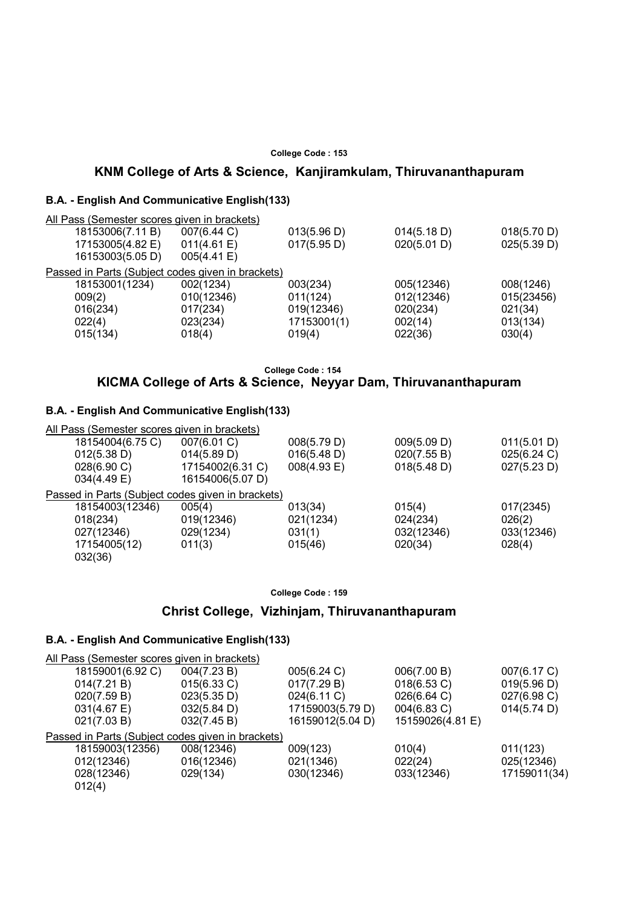**College Code : 153**

## KNM College of Arts & Science, Kanjiramkulam, Thiruvananthapuram

### B.A. - English And Communicative English(133)

All Pass (Semester scores given in brackets)

| | | | | |
|---|---|---|---|---|
| 18153006(7.11 B) | 007(6.44 C) | 013(5.96 D) | 014(5.18 D) | 018(5.70 D) |
| 17153005(4.82 E) | 011(4.61 E) | 017(5.95 D) | 020(5.01 D) | 025(5.39 D) |
| 16153003(5.05 D) | 005(4.41 E) | | | |

Passed in Parts (Subject codes given in brackets)

| | | | | |
|---|---|---|---|---|
| 18153001(1234) | 002(1234) | 003(234) | 005(12346) | 008(1246) |
| 009(2) | 010(12346) | 011(124) | 012(12346) | 015(23456) |
| 016(234) | 017(234) | 019(12346) | 020(234) | 021(34) |
| 022(4) | 023(234) | 17153001(1) | 002(14) | 013(134) |
| 015(134) | 018(4) | 019(4) | 022(36) | 030(4) |

**College Code : 154**

## KICMA College of Arts & Science, Neyyar Dam, Thiruvananthapuram

### B.A. - English And Communicative English(133)

All Pass (Semester scores given in brackets)

| | | | | |
|---|---|---|---|---|
| 18154004(6.75 C) | 007(6.01 C) | 008(5.79 D) | 009(5.09 D) | 011(5.01 D) |
| 012(5.38 D) | 014(5.89 D) | 016(5.48 D) | 020(7.55 B) | 025(6.24 C) |
| 028(6.90 C) | 17154002(6.31 C) | 008(4.93 E) | 018(5.48 D) | 027(5.23 D) |
| 034(4.49 E) | 16154006(5.07 D) | | | |

Passed in Parts (Subject codes given in brackets)

| | | | | |
|---|---|---|---|---|
| 18154003(12346) | 005(4) | 013(34) | 015(4) | 017(2345) |
| 018(234) | 019(12346) | 021(1234) | 024(234) | 026(2) |
| 027(12346) | 029(1234) | 031(1) | 032(12346) | 033(12346) |
| 17154005(12) | 011(3) | 015(46) | 020(34) | 028(4) |
| 032(36) | | | | |

**College Code : 159**

## Christ College, Vizhinjam, Thiruvananthapuram

### B.A. - English And Communicative English(133)

All Pass (Semester scores given in brackets)

| | | | | |
|---|---|---|---|---|
| 18159001(6.92 C) | 004(7.23 B) | 005(6.24 C) | 006(7.00 B) | 007(6.17 C) |
| 014(7.21 B) | 015(6.33 C) | 017(7.29 B) | 018(6.53 C) | 019(5.96 D) |
| 020(7.59 B) | 023(5.35 D) | 024(6.11 C) | 026(6.64 C) | 027(6.98 C) |
| 031(4.67 E) | 032(5.84 D) | 17159003(5.79 D) | 004(6.83 C) | 014(5.74 D) |
| 021(7.03 B) | 032(7.45 B) | 16159012(5.04 D) | 15159026(4.81 E) | |

Passed in Parts (Subject codes given in brackets)

| | | | | |
|---|---|---|---|---|
| 18159003(12356) | 008(12346) | 009(123) | 010(4) | 011(123) |
| 012(12346) | 016(12346) | 021(1346) | 022(24) | 025(12346) |
| 028(12346) | 029(134) | 030(12346) | 033(12346) | 17159011(34) |
| 012(4) | | | | |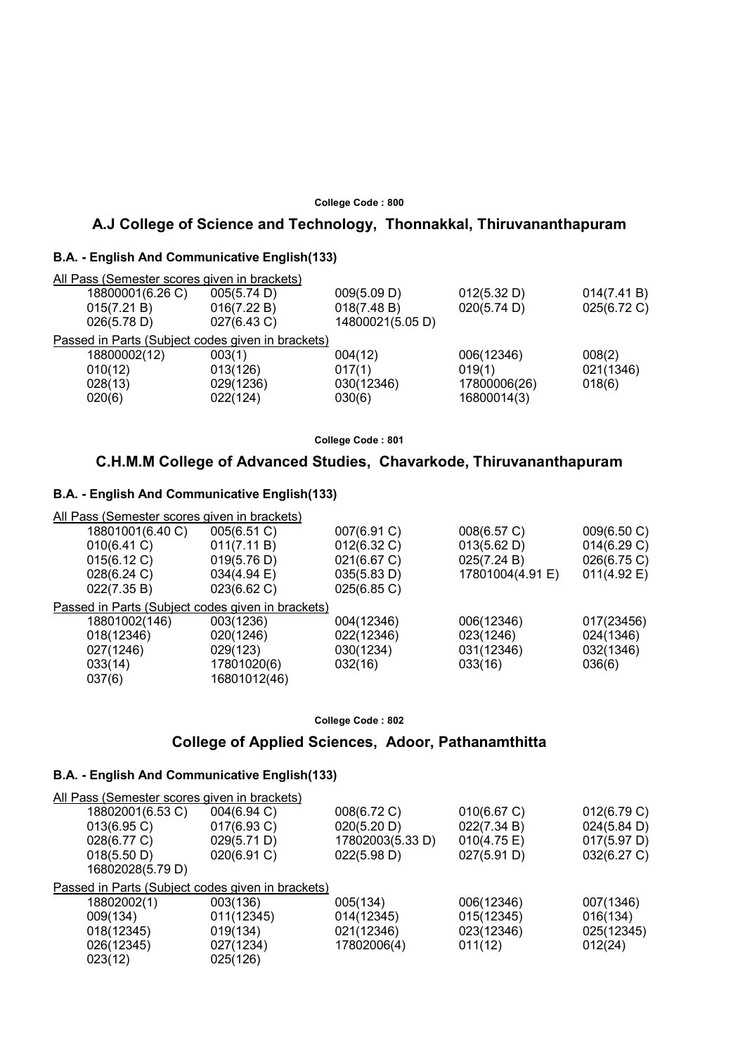College Code : 800

## A.J College of Science and Technology, Thonnakkal, Thiruvananthapuram

### B.A. - English And Communicative English(133)

All Pass (Semester scores given in brackets)

| | | | | |
|---|---|---|---|---|
| 18800001(6.26 C) | 005(5.74 D) | 009(5.09 D) | 012(5.32 D) | 014(7.41 B) |
| 015(7.21 B) | 016(7.22 B) | 018(7.48 B) | 020(5.74 D) | 025(6.72 C) |
| 026(5.78 D) | 027(6.43 C) | 14800021(5.05 D) | | |

Passed in Parts (Subject codes given in brackets)

| | | | | |
|---|---|---|---|---|
| 18800002(12) | 003(1) | 004(12) | 006(12346) | 008(2) |
| 010(12) | 013(126) | 017(1) | 019(1) | 021(1346) |
| 028(13) | 029(1236) | 030(12346) | 17800006(26) | 018(6) |
| 020(6) | 022(124) | 030(6) | 16800014(3) | |

College Code : 801

## C.H.M.M College of Advanced Studies, Chavarkode, Thiruvananthapuram

### B.A. - English And Communicative English(133)

All Pass (Semester scores given in brackets)

| | | | | |
|---|---|---|---|---|
| 18801001(6.40 C) | 005(6.51 C) | 007(6.91 C) | 008(6.57 C) | 009(6.50 C) |
| 010(6.41 C) | 011(7.11 B) | 012(6.32 C) | 013(5.62 D) | 014(6.29 C) |
| 015(6.12 C) | 019(5.76 D) | 021(6.67 C) | 025(7.24 B) | 026(6.75 C) |
| 028(6.24 C) | 034(4.94 E) | 035(5.83 D) | 17801004(4.91 E) | 011(4.92 E) |
| 022(7.35 B) | 023(6.62 C) | 025(6.85 C) | | |

Passed in Parts (Subject codes given in brackets)

| | | | | |
|---|---|---|---|---|
| 18801002(146) | 003(1236) | 004(12346) | 006(12346) | 017(23456) |
| 018(12346) | 020(1246) | 022(12346) | 023(1246) | 024(1346) |
| 027(1246) | 029(123) | 030(1234) | 031(12346) | 032(1346) |
| 033(14) | 17801020(6) | 032(16) | 033(16) | 036(6) |
| 037(6) | 16801012(46) | | | |

College Code : 802

## College of Applied Sciences, Adoor, Pathanamthitta

### B.A. - English And Communicative English(133)

All Pass (Semester scores given in brackets)

| | | | | |
|---|---|---|---|---|
| 18802001(6.53 C) | 004(6.94 C) | 008(6.72 C) | 010(6.67 C) | 012(6.79 C) |
| 013(6.95 C) | 017(6.93 C) | 020(5.20 D) | 022(7.34 B) | 024(5.84 D) |
| 028(6.77 C) | 029(5.71 D) | 17802003(5.33 D) | 010(4.75 E) | 017(5.97 D) |
| 018(5.50 D) | 020(6.91 C) | 022(5.98 D) | 027(5.91 D) | 032(6.27 C) |
| 16802028(5.79 D) | | | | |

Passed in Parts (Subject codes given in brackets)

| | | | | |
|---|---|---|---|---|
| 18802002(1) | 003(136) | 005(134) | 006(12346) | 007(1346) |
| 009(134) | 011(12345) | 014(12345) | 015(12345) | 016(134) |
| 018(12345) | 019(134) | 021(12346) | 023(12346) | 025(12345) |
| 026(12345) | 027(1234) | 17802006(4) | 011(12) | 012(24) |
| 023(12) | 025(126) | | | |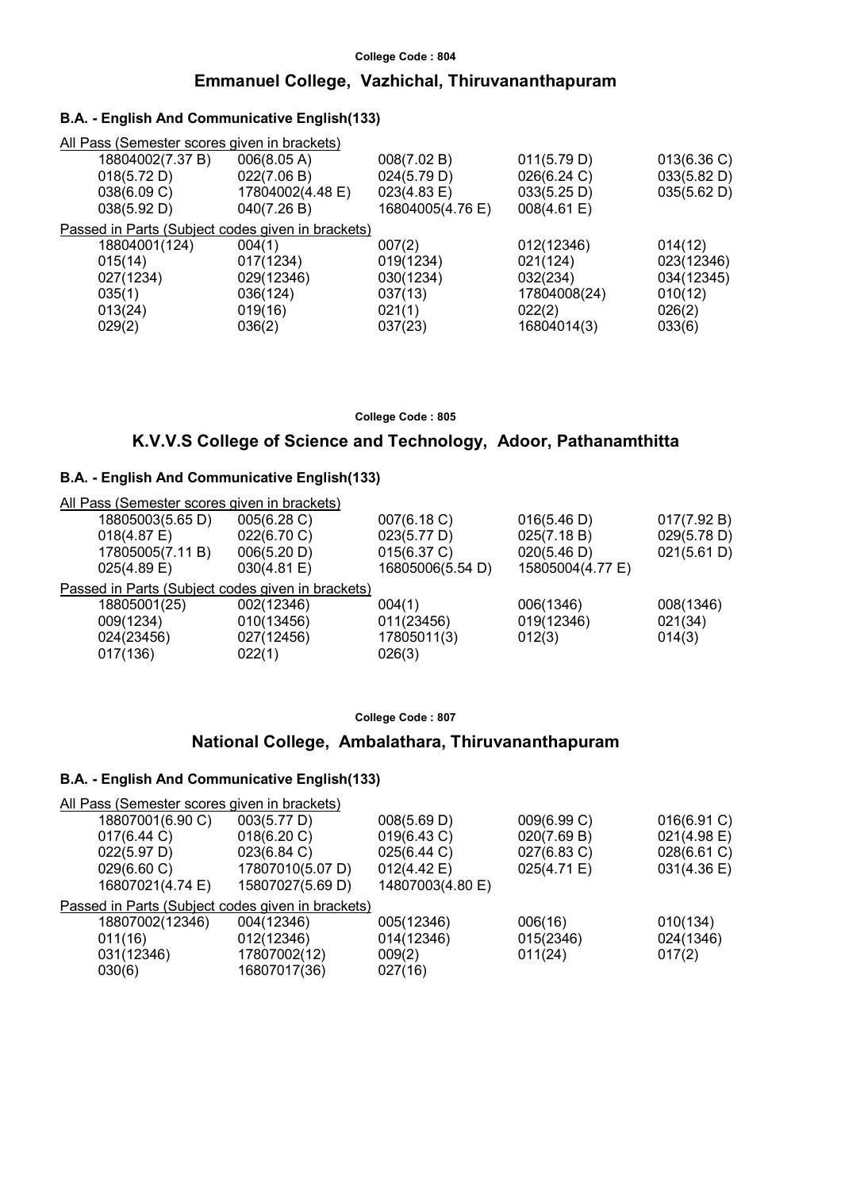College Code : 804

## Emmanuel College, Vazhichal, Thiruvananthapuram

### B.A. - English And Communicative English(133)

All Pass (Semester scores given in brackets)

| | | | | |
|---|---|---|---|---|
| 18804002(7.37 B) | 006(8.05 A) | 008(7.02 B) | 011(5.79 D) | 013(6.36 C) |
| 018(5.72 D) | 022(7.06 B) | 024(5.79 D) | 026(6.24 C) | 033(5.82 D) |
| 038(6.09 C) | 17804002(4.48 E) | 023(4.83 E) | 033(5.25 D) | 035(5.62 D) |
| 038(5.92 D) | 040(7.26 B) | 16804005(4.76 E) | 008(4.61 E) | |

Passed in Parts (Subject codes given in brackets)

| | | | | |
|---|---|---|---|---|
| 18804001(124) | 004(1) | 007(2) | 012(12346) | 014(12) |
| 015(14) | 017(1234) | 019(1234) | 021(124) | 023(12346) |
| 027(1234) | 029(12346) | 030(1234) | 032(234) | 034(12345) |
| 035(1) | 036(124) | 037(13) | 17804008(24) | 010(12) |
| 013(24) | 019(16) | 021(1) | 022(2) | 026(2) |
| 029(2) | 036(2) | 037(23) | 16804014(3) | 033(6) |

College Code : 805

## K.V.V.S College of Science and Technology, Adoor, Pathanamthitta

### B.A. - English And Communicative English(133)

All Pass (Semester scores given in brackets)

| | | | | |
|---|---|---|---|---|
| 18805003(5.65 D) | 005(6.28 C) | 007(6.18 C) | 016(5.46 D) | 017(7.92 B) |
| 018(4.87 E) | 022(6.70 C) | 023(5.77 D) | 025(7.18 B) | 029(5.78 D) |
| 17805005(7.11 B) | 006(5.20 D) | 015(6.37 C) | 020(5.46 D) | 021(5.61 D) |
| 025(4.89 E) | 030(4.81 E) | 16805006(5.54 D) | 15805004(4.77 E) | |

Passed in Parts (Subject codes given in brackets)

| | | | | |
|---|---|---|---|---|
| 18805001(25) | 002(12346) | 004(1) | 006(1346) | 008(1346) |
| 009(1234) | 010(13456) | 011(23456) | 019(12346) | 021(34) |
| 024(23456) | 027(12456) | 17805011(3) | 012(3) | 014(3) |
| 017(136) | 022(1) | 026(3) | | |

College Code : 807

## National College, Ambalathara, Thiruvananthapuram

### B.A. - English And Communicative English(133)

All Pass (Semester scores given in brackets)

| | | | | |
|---|---|---|---|---|
| 18807001(6.90 C) | 003(5.77 D) | 008(5.69 D) | 009(6.99 C) | 016(6.91 C) |
| 017(6.44 C) | 018(6.20 C) | 019(6.43 C) | 020(7.69 B) | 021(4.98 E) |
| 022(5.97 D) | 023(6.84 C) | 025(6.44 C) | 027(6.83 C) | 028(6.61 C) |
| 029(6.60 C) | 17807010(5.07 D) | 012(4.42 E) | 025(4.71 E) | 031(4.36 E) |
| 16807021(4.74 E) | 15807027(5.69 D) | 14807003(4.80 E) | | |

Passed in Parts (Subject codes given in brackets)

| | | | | |
|---|---|---|---|---|
| 18807002(12346) | 004(12346) | 005(12346) | 006(16) | 010(134) |
| 011(16) | 012(12346) | 014(12346) | 015(2346) | 024(1346) |
| 031(12346) | 17807002(12) | 009(2) | 011(24) | 017(2) |
| 030(6) | 16807017(36) | 027(16) | | |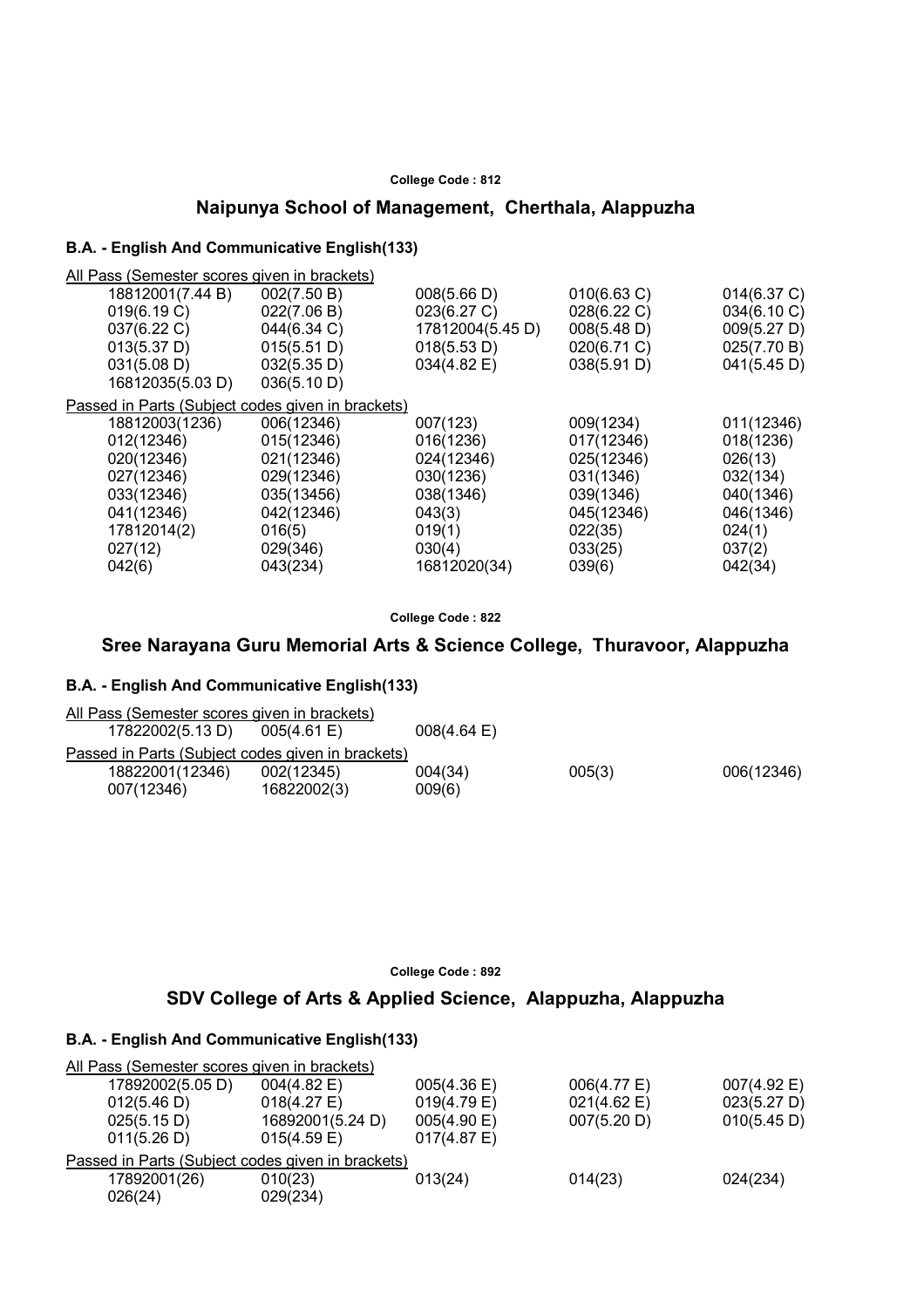**College Code : 812**

## Naipunya School of Management, Cherthala, Alappuzha

### B.A. - English And Communicative English(133)

All Pass (Semester scores given in brackets)

| | | | | |
|---|---|---|---|---|
| 18812001(7.44 B) | 002(7.50 B) | 008(5.66 D) | 010(6.63 C) | 014(6.37 C) |
| 019(6.19 C) | 022(7.06 B) | 023(6.27 C) | 028(6.22 C) | 034(6.10 C) |
| 037(6.22 C) | 044(6.34 C) | 17812004(5.45 D) | 008(5.48 D) | 009(5.27 D) |
| 013(5.37 D) | 015(5.51 D) | 018(5.53 D) | 020(6.71 C) | 025(7.70 B) |
| 031(5.08 D) | 032(5.35 D) | 034(4.82 E) | 038(5.91 D) | 041(5.45 D) |
| 16812035(5.03 D) | 036(5.10 D) | | | |

Passed in Parts (Subject codes given in brackets)

| | | | | |
|---|---|---|---|---|
| 18812003(1236) | 006(12346) | 007(123) | 009(1234) | 011(12346) |
| 012(12346) | 015(12346) | 016(1236) | 017(12346) | 018(1236) |
| 020(12346) | 021(12346) | 024(12346) | 025(12346) | 026(13) |
| 027(12346) | 029(12346) | 030(1236) | 031(1346) | 032(134) |
| 033(12346) | 035(13456) | 038(1346) | 039(1346) | 040(1346) |
| 041(12346) | 042(12346) | 043(3) | 045(12346) | 046(1346) |
| 17812014(2) | 016(5) | 019(1) | 022(35) | 024(1) |
| 027(12) | 029(346) | 030(4) | 033(25) | 037(2) |
| 042(6) | 043(234) | 16812020(34) | 039(6) | 042(34) |

**College Code : 822**

## Sree Narayana Guru Memorial Arts & Science College, Thuravoor, Alappuzha

### B.A. - English And Communicative English(133)

All Pass (Semester scores given in brackets)

| | | |
|---|---|---|
| 17822002(5.13 D) | 005(4.61 E) | 008(4.64 E) |

Passed in Parts (Subject codes given in brackets)

| | | | | |
|---|---|---|---|---|
| 18822001(12346) | 002(12345) | 004(34) | 005(3) | 006(12346) |
| 007(12346) | 16822002(3) | 009(6) | | |

**College Code : 892**

## SDV College of Arts & Applied Science, Alappuzha, Alappuzha

### B.A. - English And Communicative English(133)

All Pass (Semester scores given in brackets)

| | | | | |
|---|---|---|---|---|
| 17892002(5.05 D) | 004(4.82 E) | 005(4.36 E) | 006(4.77 E) | 007(4.92 E) |
| 012(5.46 D) | 018(4.27 E) | 019(4.79 E) | 021(4.62 E) | 023(5.27 D) |
| 025(5.15 D) | 16892001(5.24 D) | 005(4.90 E) | 007(5.20 D) | 010(5.45 D) |
| 011(5.26 D) | 015(4.59 E) | 017(4.87 E) | | |

Passed in Parts (Subject codes given in brackets)

| | | | | |
|---|---|---|---|---|
| 17892001(26) | 010(23) | 013(24) | 014(23) | 024(234) |
| 026(24) | 029(234) | | | |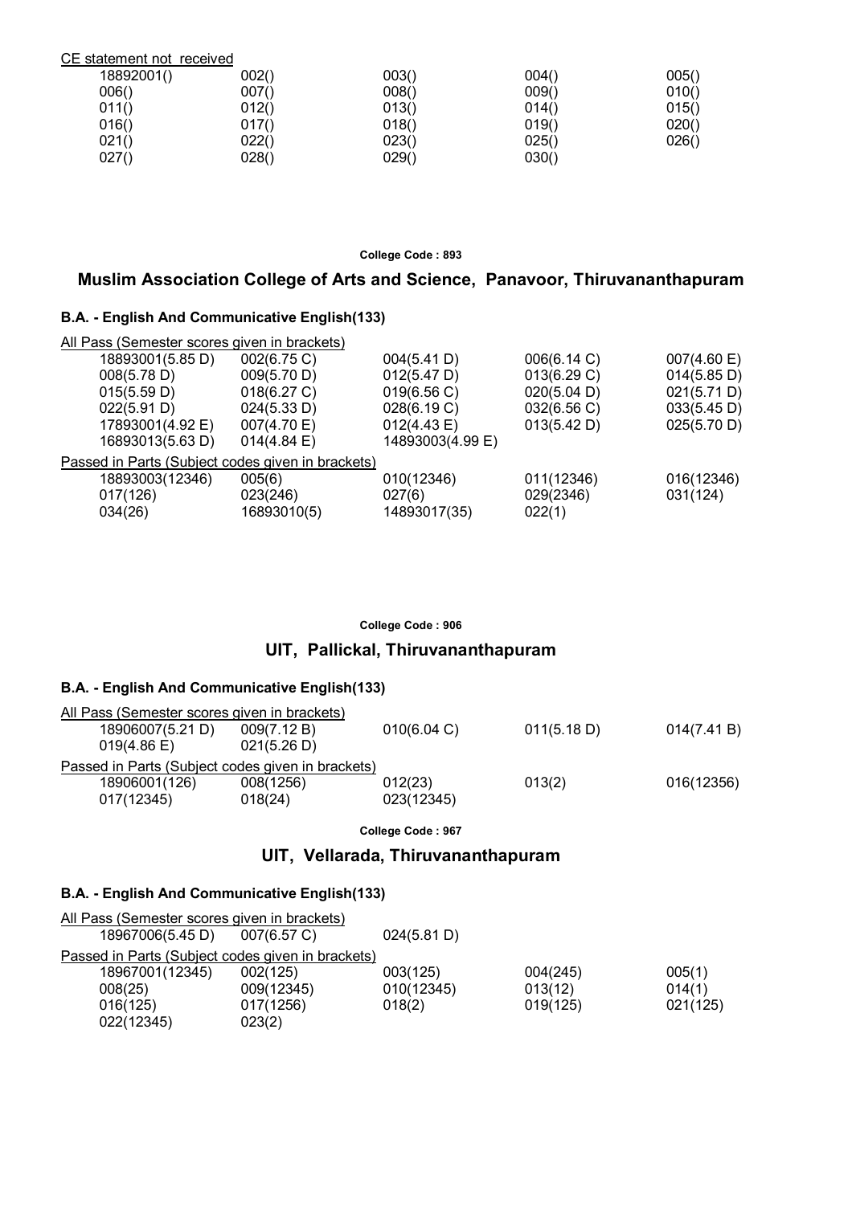CE statement not received

| | | | | |
|---|---|---|---|---|
| 18892001() | 002() | 003() | 004() | 005() |
| 006() | 007() | 008() | 009() | 010() |
| 011() | 012() | 013() | 014() | 015() |
| 016() | 017() | 018() | 019() | 020() |
| 021() | 022() | 023() | 025() | 026() |
| 027() | 028() | 029() | 030() | |

College Code : 893

## Muslim Association College of Arts and Science, Panavoor, Thiruvananthapuram

### B.A. - English And Communicative English(133)

All Pass (Semester scores given in brackets)

| | | | | |
|---|---|---|---|---|
| 18893001(5.85 D) | 002(6.75 C) | 004(5.41 D) | 006(6.14 C) | 007(4.60 E) |
| 008(5.78 D) | 009(5.70 D) | 012(5.47 D) | 013(6.29 C) | 014(5.85 D) |
| 015(5.59 D) | 018(6.27 C) | 019(6.56 C) | 020(5.04 D) | 021(5.71 D) |
| 022(5.91 D) | 024(5.33 D) | 028(6.19 C) | 032(6.56 C) | 033(5.45 D) |
| 17893001(4.92 E) | 007(4.70 E) | 012(4.43 E) | 013(5.42 D) | 025(5.70 D) |
| 16893013(5.63 D) | 014(4.84 E) | 14893003(4.99 E) | | |

Passed in Parts (Subject codes given in brackets)

| | | | | |
|---|---|---|---|---|
| 18893003(12346) | 005(6) | 010(12346) | 011(12346) | 016(12346) |
| 017(126) | 023(246) | 027(6) | 029(2346) | 031(124) |
| 034(26) | 16893010(5) | 14893017(35) | 022(1) | |

College Code : 906

## UIT, Pallickal, Thiruvananthapuram

### B.A. - English And Communicative English(133)

All Pass (Semester scores given in brackets)

| | | | | |
|---|---|---|---|---|
| 18906007(5.21 D) | 009(7.12 B) | 010(6.04 C) | 011(5.18 D) | 014(7.41 B) |
| 019(4.86 E) | 021(5.26 D) | | | |

Passed in Parts (Subject codes given in brackets)

| | | | | |
|---|---|---|---|---|
| 18906001(126) | 008(1256) | 012(23) | 013(2) | 016(12356) |
| 017(12345) | 018(24) | 023(12345) | | |

College Code : 967

## UIT, Vellarada, Thiruvananthapuram

### B.A. - English And Communicative English(133)

All Pass (Semester scores given in brackets)

| | | |
|---|---|---|
| 18967006(5.45 D) | 007(6.57 C) | 024(5.81 D) |

Passed in Parts (Subject codes given in brackets)

| | | | | |
|---|---|---|---|---|
| 18967001(12345) | 002(125) | 003(125) | 004(245) | 005(1) |
| 008(25) | 009(12345) | 010(12345) | 013(12) | 014(1) |
| 016(125) | 017(1256) | 018(2) | 019(125) | 021(125) |
| 022(12345) | 023(2) | | | |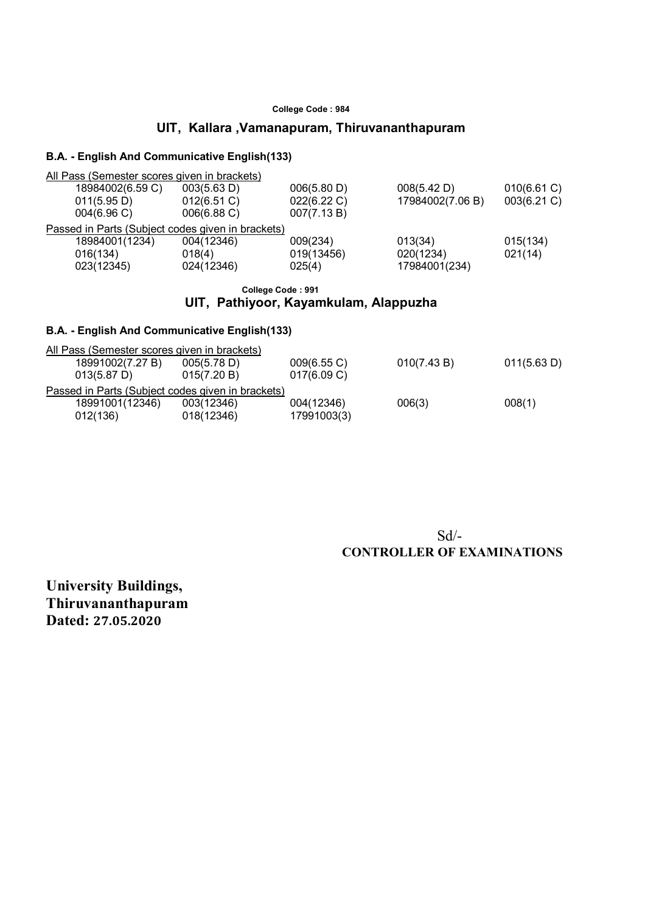**College Code : 984**

## UIT, Kallara ,Vamanapuram, Thiruvananthapuram

### B.A. - English And Communicative English(133)

All Pass (Semester scores given in brackets)

| | | | | |
|---|---|---|---|---|
| 18984002(6.59 C) | 003(5.63 D) | 006(5.80 D) | 008(5.42 D) | 010(6.61 C) |
| 011(5.95 D) | 012(6.51 C) | 022(6.22 C) | 17984002(7.06 B) | 003(6.21 C) |
| 004(6.96 C) | 006(6.88 C) | 007(7.13 B) | | |

Passed in Parts (Subject codes given in brackets)

| | | | | |
|---|---|---|---|---|
| 18984001(1234) | 004(12346) | 009(234) | 013(34) | 015(134) |
| 016(134) | 018(4) | 019(13456) | 020(1234) | 021(14) |
| 023(12345) | 024(12346) | 025(4) | 17984001(234) | |

**College Code : 991**

## UIT, Pathiyoor, Kayamkulam, Alappuzha

### B.A. - English And Communicative English(133)

All Pass (Semester scores given in brackets)

| | | | | |
|---|---|---|---|---|
| 18991002(7.27 B) | 005(5.78 D) | 009(6.55 C) | 010(7.43 B) | 011(5.63 D) |
| 013(5.87 D) | 015(7.20 B) | 017(6.09 C) | | |

Passed in Parts (Subject codes given in brackets)

| | | | | |
|---|---|---|---|---|
| 18991001(12346) | 003(12346) | 004(12346) | 006(3) | 008(1) |
| 012(136) | 018(12346) | 17991003(3) | | |

Sd/-
**CONTROLLER OF EXAMINATIONS**

**University Buildings,**
**Thiruvananthapuram**
**Dated: 27.05.2020**